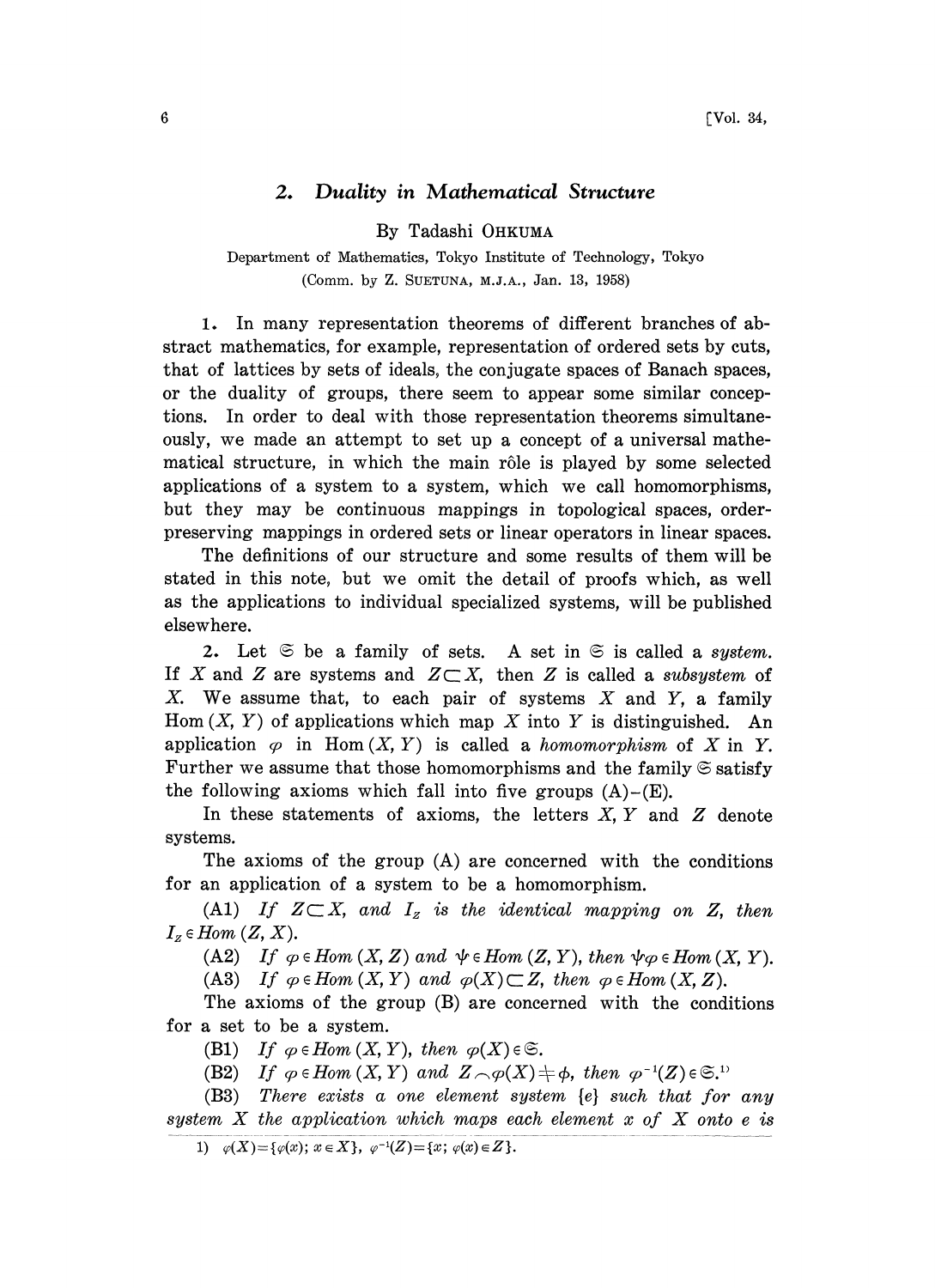## 2. *Duality in Mathematical Structure*

By Tadashi OHKUMA

Department of Mathematics, Tokyo Institute of Technology, Tokyo

(Comm. by Z. SUETUNA, M.J.A., Jan. 13, 1958)

1. In many representation theorems of different branches of abstract mathematics, for example, representation of ordered sets by cuts, that of lattices by sets of ideals, the conjugate spaces of Banach spaces, or the duality of groups, there seem to appear some similar conceptions. In order to deal with those representation theorems simultaneously, we made an attempt to set up a concept of a universal mathematical structure, in which the main rôle is played by some selected applications of a system to a system, which we call homomorphisms, but they may be continuous mappings in topological spaces, order-preserving mappings in ordered sets or linear operators in linear spaces.

The definitions of our structure and some results of them will be stated in this note, but we omit the detail of proofs which, as well as the applications to individual specialized systems, will be published elsewhere.

2. Let $\mathfrak{S}$ be a family of sets. A set in $\mathfrak{S}$ is called a *system*. If $X$ and $Z$ are systems and $Z \subset X$, then $Z$ is called a *subsystem* of $X$. We assume that, to each pair of systems $X$ and $Y$, a family $\mathrm{Hom}(X, Y)$ of applications which map $X$ into $Y$ is distinguished. An application $\varphi$ in $\mathrm{Hom}(X, Y)$ is called a *homomorphism* of $X$ in $Y$. Further we assume that those homomorphisms and the family $\mathfrak{S}$ satisfy the following axioms which fall into five groups (A)–(E).

In these statements of axioms, the letters $X$, $Y$ and $Z$ denote systems.

The axioms of the group (A) are concerned with the conditions for an application of a system to be a homomorphism.

(A1) *If $Z \subset X$, and $I_Z$ is the identical mapping on $Z$, then $I_Z \in \mathrm{Hom}(Z, X)$.*

(A2) *If $\varphi \in \mathrm{Hom}(X, Z)$ and $\psi \in \mathrm{Hom}(Z, Y)$, then $\psi\varphi \in \mathrm{Hom}(X, Y)$.*

(A3) *If $\varphi \in \mathrm{Hom}(X, Y)$ and $\varphi(X) \subset Z$, then $\varphi \in \mathrm{Hom}(X, Z)$.*

The axioms of the group (B) are concerned with the conditions for a set to be a system.

(B1) *If $\varphi \in \mathrm{Hom}(X, Y)$, then $\varphi(X) \in \mathfrak{S}$.*

(B2) *If $\varphi \in \mathrm{Hom}(X, Y)$ and $Z \frown \varphi(X) \neq \phi$, then $\varphi^{-1}(Z) \in \mathfrak{S}$.*[1]

(B3) *There exists a one element system $\{e\}$ such that for any system $X$ the application which maps each element $x$ of $X$ onto $e$ is*

1) $\varphi(X) = \{\varphi(x); x \in X\}$, $\varphi^{-1}(Z) = \{x; \varphi(x) \in Z\}$.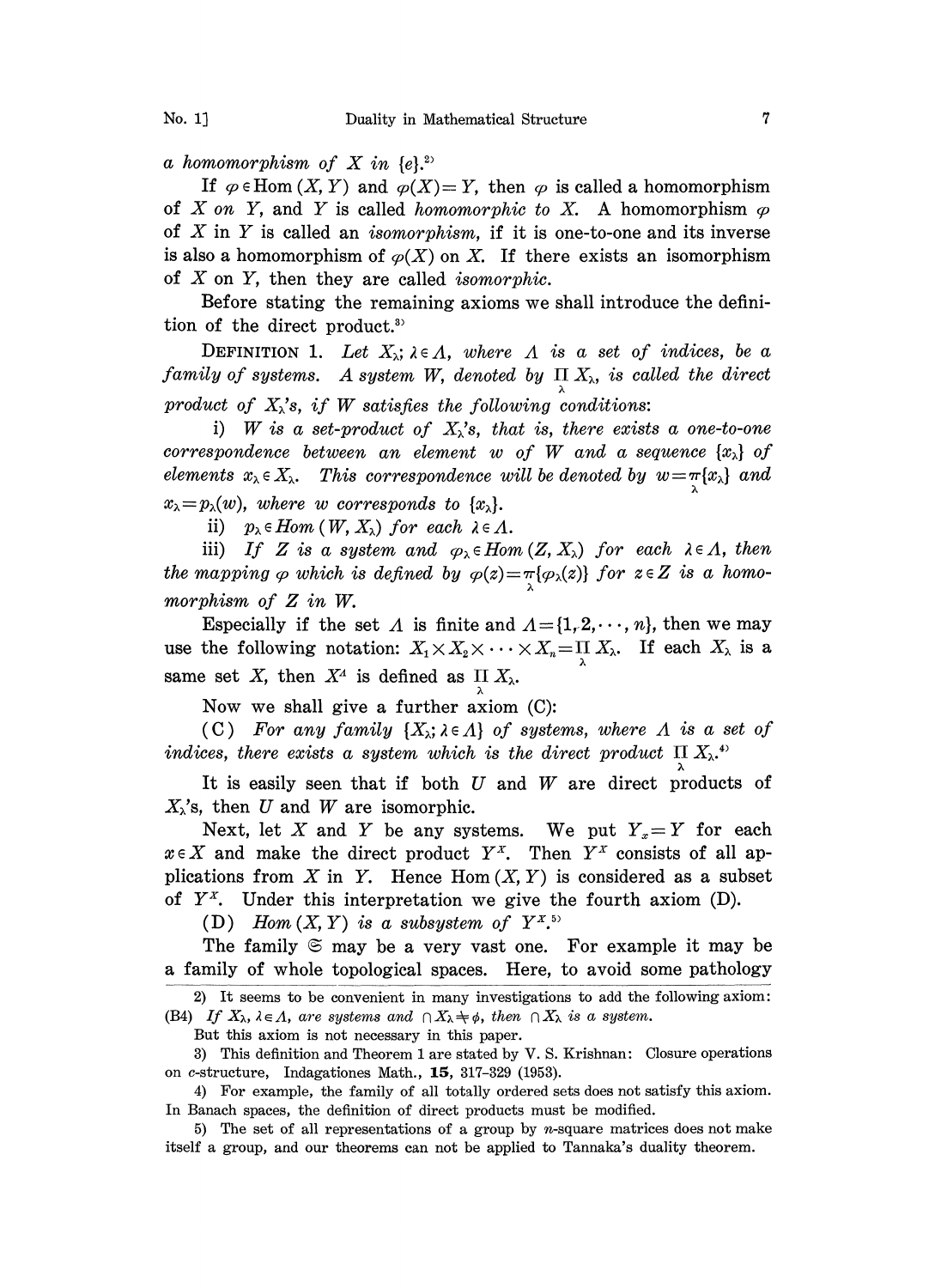*a homomorphism of $X$ in $\{e\}$.*[2]

If $\varphi \in \mathrm{Hom}(X, Y)$ and $\varphi(X) = Y$, then $\varphi$ is called a homomorphism of $X$ *on* $Y$, and $Y$ is called *homomorphic to* $X$. A homomorphism $\varphi$ of $X$ in $Y$ is called an *isomorphism*, if it is one-to-one and its inverse is also a homomorphism of $\varphi(X)$ on $X$. If there exists an isomorphism of $X$ on $Y$, then they are called *isomorphic*.

Before stating the remaining axioms we shall introduce the definition of the direct product.[3]

DEFINITION 1. *Let $X_\lambda$; $\lambda \in \Lambda$, where $\Lambda$ is a set of indices, be a family of systems. A system $W$, denoted by $\prod_\lambda X_\lambda$, is called the direct product of $X_\lambda$'s, if $W$ satisfies the following conditions:*

i) *$W$ is a set-product of $X_\lambda$'s, that is, there exists a one-to-one correspondence between an element $w$ of $W$ and a sequence $\{x_\lambda\}$ of elements $x_\lambda \in X_\lambda$. This correspondence will be denoted by $w = \underset{\lambda}{\pi}\{x_\lambda\}$ and $x_\lambda = p_\lambda(w)$, where $w$ corresponds to $\{x_\lambda\}$.*

ii) *$p_\lambda \in \mathrm{Hom}(W, X_\lambda)$ for each $\lambda \in \Lambda$.*

iii) *If $Z$ is a system and $\varphi_\lambda \in \mathrm{Hom}(Z, X_\lambda)$ for each $\lambda \in \Lambda$, then the mapping $\varphi$ which is defined by $\varphi(z) = \underset{\lambda}{\pi}\{\varphi_\lambda(z)\}$ for $z \in Z$ is a homomorphism of $Z$ in $W$.*

Especially if the set $\Lambda$ is finite and $\Lambda = \{1, 2, \cdots, n\}$, then we may use the following notation: $X_1 \times X_2 \times \cdots \times X_n = \prod_\lambda X_\lambda$. If each $X_\lambda$ is a same set $X$, then $X^\Lambda$ is defined as $\prod_\lambda X_\lambda$.

Now we shall give a further axiom (C):

(C) *For any family $\{X_\lambda; \lambda \in \Lambda\}$ of systems, where $\Lambda$ is a set of indices, there exists a system which is the direct product $\prod_\lambda X_\lambda$.*[4]

It is easily seen that if both $U$ and $W$ are direct products of $X_\lambda$'s, then $U$ and $W$ are isomorphic.

Next, let $X$ and $Y$ be any systems. We put $Y_x = Y$ for each $x \in X$ and make the direct product $Y^X$. Then $Y^X$ consists of all applications from $X$ in $Y$. Hence $\mathrm{Hom}(X, Y)$ is considered as a subset of $Y^X$. Under this interpretation we give the fourth axiom (D).

(D) *$\mathrm{Hom}(X, Y)$ is a subsystem of $Y^X$.*[5]

The family $\mathfrak{S}$ may be a very vast one. For example it may be a family of whole topological spaces. Here, to avoid some pathology

---

2) It seems to be convenient in many investigations to add the following axiom: (B4) *If $X_\lambda$, $\lambda \in \Lambda$, are systems and $\cap X_\lambda \neq \phi$, then $\cap X_\lambda$ is a system.*

But this axiom is not necessary in this paper.

3) This definition and Theorem 1 are stated by V. S. Krishnan: Closure operations on $c$-structure, Indagationes Math., **15**, 317–329 (1953).

4) For example, the family of all totally ordered sets does not satisfy this axiom. In Banach spaces, the definition of direct products must be modified.

5) The set of all representations of a group by $n$-square matrices does not make itself a group, and our theorems can not be applied to Tannaka's duality theorem.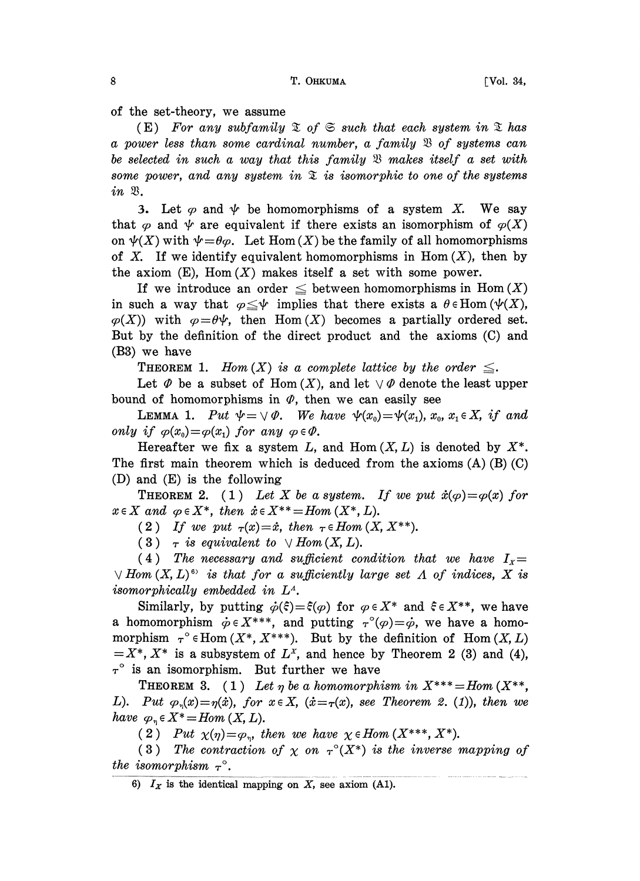of the set-theory, we assume

(E) *For any subfamily $\mathfrak{T}$ of $\mathfrak{S}$ such that each system in $\mathfrak{T}$ has a power less than some cardinal number, a family $\mathfrak{B}$ of systems can be selected in such a way that this family $\mathfrak{B}$ makes itself a set with some power, and any system in $\mathfrak{T}$ is isomorphic to one of the systems in $\mathfrak{B}$.*

**3.** Let $\varphi$ and $\psi$ be homomorphisms of a system $X$. We say that $\varphi$ and $\psi$ are equivalent if there exists an isomorphism of $\varphi(X)$ on $\psi(X)$ with $\psi=\theta\varphi$. Let $\mathrm{Hom}(X)$ be the family of all homomorphisms of $X$. If we identify equivalent homomorphisms in $\mathrm{Hom}(X)$, then by the axiom (E), $\mathrm{Hom}(X)$ makes itself a set with some power.

If we introduce an order $\leqq$ between homomorphisms in $\mathrm{Hom}(X)$ in such a way that $\varphi\leqq\psi$ implies that there exists a $\theta\in\mathrm{Hom}(\psi(X), \varphi(X))$ with $\varphi=\theta\psi$, then $\mathrm{Hom}(X)$ becomes a partially ordered set. But by the definition of the direct product and the axioms (C) and (B3) we have

THEOREM 1. *$\mathrm{Hom}(X)$ is a complete lattice by the order $\leqq$.*

Let $\Phi$ be a subset of $\mathrm{Hom}(X)$, and let $\vee\Phi$ denote the least upper bound of homomorphisms in $\Phi$, then we can easily see

LEMMA 1. *Put $\psi=\vee\Phi$. We have $\psi(x_0)=\psi(x_1)$, $x_0, x_1\in X$, if and only if $\varphi(x_0)=\varphi(x_1)$ for any $\varphi\in\Phi$.*

Hereafter we fix a system $L$, and $\mathrm{Hom}(X, L)$ is denoted by $X^*$. The first main theorem which is deduced from the axioms (A) (B) (C) (D) and (E) is the following

THEOREM 2. (1) *Let $X$ be a system. If we put $\dot{x}(\varphi)=\varphi(x)$ for $x\in X$ and $\varphi\in X^*$, then $\dot{x}\in X^{**}=\mathrm{Hom}(X^*, L)$.*

(2) *If we put $\tau(x)=\dot{x}$, then $\tau\in\mathrm{Hom}(X, X^{**})$.*

(3) *$\tau$ is equivalent to $\vee\mathrm{Hom}(X, L)$.*

(4) *The necessary and sufficient condition that we have $I_X=\vee\mathrm{Hom}(X, L)$*[6] *is that for a sufficiently large set $\Lambda$ of indices, $X$ is isomorphically embedded in $L^\Lambda$.*

Similarly, by putting $\dot{\varphi}(\xi)=\xi(\varphi)$ for $\varphi\in X^*$ and $\xi\in X^{**}$, we have a homomorphism $\dot{\varphi}\in X^{***}$, and putting $\tau^\circ(\varphi)=\dot{\varphi}$, we have a homomorphism $\tau^\circ\in\mathrm{Hom}(X^*, X^{***})$. But by the definition of $\mathrm{Hom}(X, L)=X^*$, $X^*$ is a subsystem of $L^X$, and hence by Theorem 2 (3) and (4), $\tau^\circ$ is an isomorphism. But further we have

THEOREM 3. (1) *Let $\eta$ be a homomorphism in $X^{***}=\mathrm{Hom}(X^{**}, L)$. Put $\varphi_\eta(x)=\eta(\dot{x})$, for $x\in X$, ($\dot{x}=\tau(x)$, see Theorem 2. (1)), then we have $\varphi_\eta\in X^*=\mathrm{Hom}(X, L)$.*

(2) *Put $\chi(\eta)=\varphi_\eta$, then we have $\chi\in\mathrm{Hom}(X^{***}, X^*)$.*

(3) *The contraction of $\chi$ on $\tau^\circ(X^*)$ is the inverse mapping of the isomorphism $\tau^\circ$.*

---

6) $I_X$ is the identical mapping on $X$, see axiom (A1).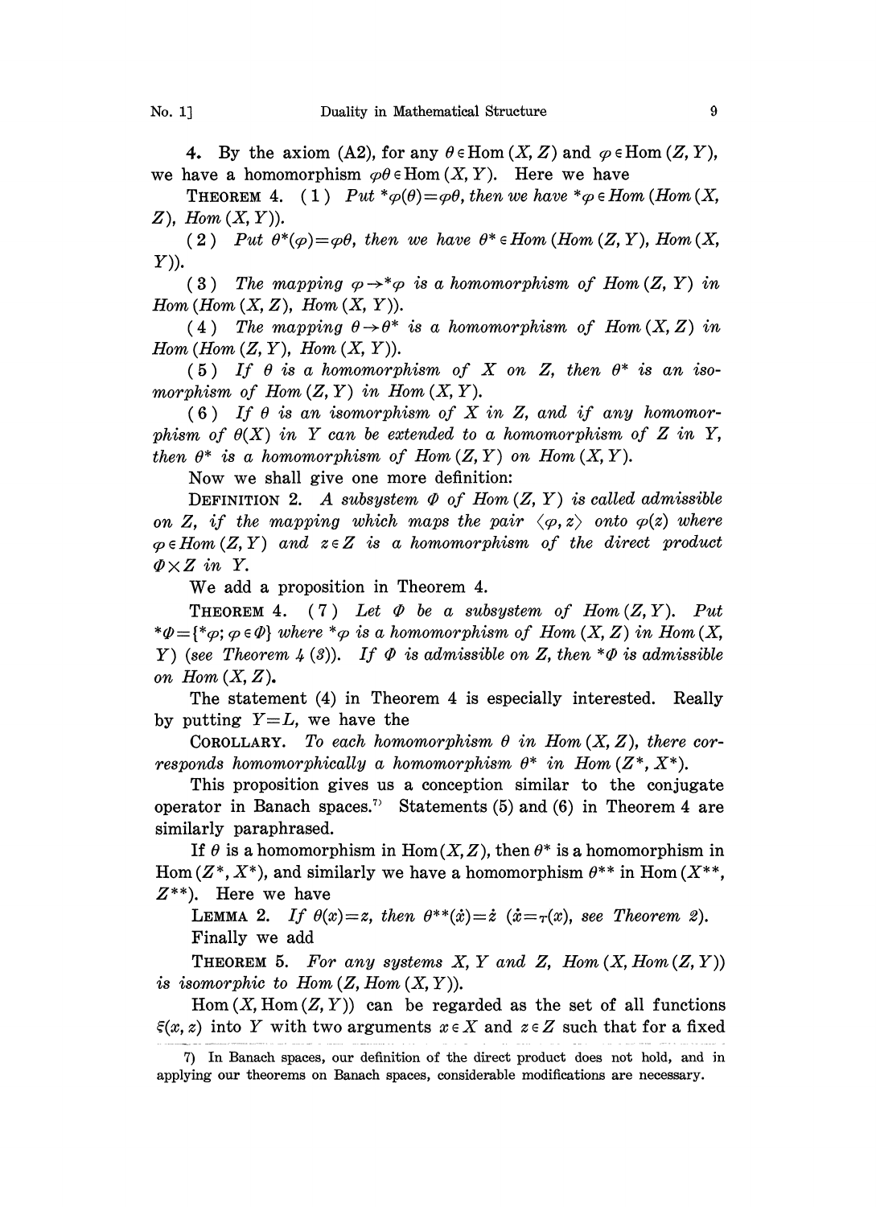4. By the axiom (A2), for any $\theta \in \mathrm{Hom}(X, Z)$ and $\varphi \in \mathrm{Hom}(Z, Y)$, we have a homomorphism $\varphi\theta \in \mathrm{Hom}(X, Y)$. Here we have

THEOREM 4. (1) *Put* $*\varphi(\theta)=\varphi\theta$, *then we have* $*\varphi \in Hom(Hom(X, Z), Hom(X, Y))$.

(2) *Put* $\theta^*(\varphi)=\varphi\theta$, *then we have* $\theta^* \in Hom(Hom(Z, Y), Hom(X, Y))$.

(3) *The mapping* $\varphi \rightarrow *\varphi$ *is a homomorphism of* $Hom(Z, Y)$ *in* $Hom(Hom(X, Z), Hom(X, Y))$.

(4) *The mapping* $\theta \rightarrow \theta^*$ *is a homomorphism of* $Hom(X, Z)$ *in* $Hom(Hom(Z, Y), Hom(X, Y))$.

(5) *If* $\theta$ *is a homomorphism of* $X$ *on* $Z$, *then* $\theta^*$ *is an isomorphism of* $Hom(Z, Y)$ *in* $Hom(X, Y)$.

(6) *If* $\theta$ *is an isomorphism of* $X$ *in* $Z$, *and if any homomorphism of* $\theta(X)$ *in* $Y$ *can be extended to a homomorphism of* $Z$ *in* $Y$, *then* $\theta^*$ *is a homomorphism of* $Hom(Z, Y)$ *on* $Hom(X, Y)$.

Now we shall give one more definition:

DEFINITION 2. *A subsystem* $\Phi$ *of* $Hom(Z, Y)$ *is called admissible on* $Z$, *if the mapping which maps the pair* $\langle \varphi, z \rangle$ *onto* $\varphi(z)$ *where* $\varphi \in Hom(Z, Y)$ *and* $z \in Z$ *is a homomorphism of the direct product* $\Phi \times Z$ *in* $Y$.

We add a proposition in Theorem 4.

THEOREM 4. (7) *Let* $\Phi$ *be a subsystem of* $Hom(Z, Y)$. *Put* $*\Phi=\{*\varphi; \varphi \in \Phi\}$ *where* $*\varphi$ *is a homomorphism of* $Hom(X, Z)$ *in* $Hom(X, Y)$ *(see Theorem 4 (3)). If* $\Phi$ *is admissible on* $Z$, *then* $*\Phi$ *is admissible on* $Hom(X, Z)$.

The statement (4) in Theorem 4 is especially interested. Really by putting $Y=L$, we have the

COROLLARY. *To each homomorphism* $\theta$ *in* $Hom(X, Z)$, *there corresponds homomorphically a homomorphism* $\theta^*$ *in* $Hom(Z^*, X^*)$.

This proposition gives us a conception similar to the conjugate operator in Banach spaces.[7] Statements (5) and (6) in Theorem 4 are similarly paraphrased.

If $\theta$ is a homomorphism in $\mathrm{Hom}(X, Z)$, then $\theta^*$ is a homomorphism in $\mathrm{Hom}(Z^*, X^*)$, and similarly we have a homomorphism $\theta^{**}$ in $\mathrm{Hom}(X^{**}, Z^{**})$. Here we have

LEMMA 2. *If* $\theta(x)=z$, *then* $\theta^{**}(\dot{x})=\dot{z}$ $(\dot{x}=\tau(x)$, *see Theorem 2*$)$.

Finally we add

THEOREM 5. *For any systems* $X, Y$ *and* $Z$, $Hom(X, Hom(Z, Y))$ *is isomorphic to* $Hom(Z, Hom(X, Y))$.

$\mathrm{Hom}(X, \mathrm{Hom}(Z, Y))$ can be regarded as the set of all functions $\xi(x, z)$ into $Y$ with two arguments $x \in X$ and $z \in Z$ such that for a fixed

7) In Banach spaces, our definition of the direct product does not hold, and in applying our theorems on Banach spaces, considerable modifications are necessary.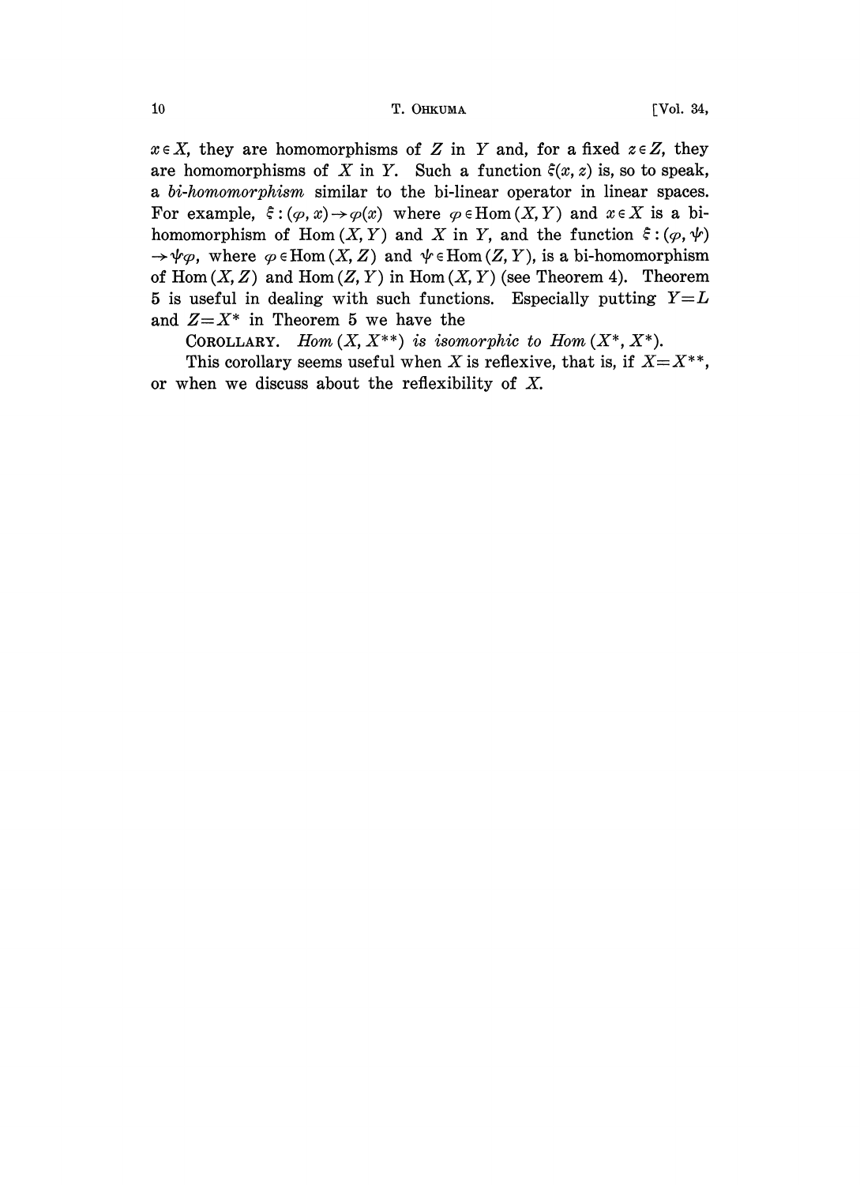$x \in X$, they are homomorphisms of $Z$ in $Y$ and, for a fixed $z \in Z$, they are homomorphisms of $X$ in $Y$. Such a function $\xi(x, z)$ is, so to speak, a *bi-homomorphism* similar to the bi-linear operator in linear spaces. For example, $\xi : (\varphi, x) \rightarrow \varphi(x)$ where $\varphi \in \mathrm{Hom}(X, Y)$ and $x \in X$ is a bi-homomorphism of $\mathrm{Hom}(X, Y)$ and $X$ in $Y$, and the function $\xi : (\varphi, \psi) \rightarrow \psi\varphi$, where $\varphi \in \mathrm{Hom}(X, Z)$ and $\psi \in \mathrm{Hom}(Z, Y)$, is a bi-homomorphism of $\mathrm{Hom}(X, Z)$ and $\mathrm{Hom}(Z, Y)$ in $\mathrm{Hom}(X, Y)$ (see Theorem 4). Theorem 5 is useful in dealing with such functions. Especially putting $Y = L$ and $Z = X^*$ in Theorem 5 we have the

COROLLARY. *Hom* $(X, X^{**})$ *is isomorphic to Hom* $(X^*, X^*)$.

This corollary seems useful when $X$ is reflexive, that is, if $X = X^{**}$, or when we discuss about the reflexibility of $X$.